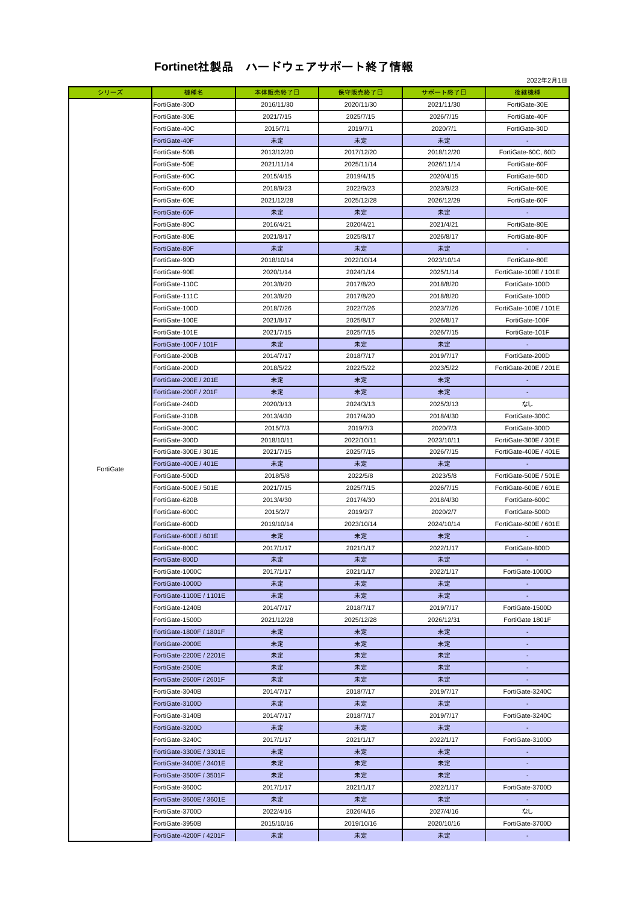# Fortinet社製品　ハードウェアサポート終了情報

2022年2月1日

| シリーズ | 機種名 | 本体販売終了日 | 保守販売終了日 | サポート終了日 | 後継機種 |
|---|---|---|---|---|---|
| FortiGate | FortiGate-30D | 2016/11/30 | 2020/11/30 | 2021/11/30 | FortiGate-30E |
| | FortiGate-30E | 2021/7/15 | 2025/7/15 | 2026/7/15 | FortiGate-40F |
| | FortiGate-40C | 2015/7/1 | 2019/7/1 | 2020/7/1 | FortiGate-30D |
| | FortiGate-40F | 未定 | 未定 | 未定 | - |
| | FortiGate-50B | 2013/12/20 | 2017/12/20 | 2018/12/20 | FortiGate-60C, 60D |
| | FortiGate-50E | 2021/11/14 | 2025/11/14 | 2026/11/14 | FortiGate-60F |
| | FortiGate-60C | 2015/4/15 | 2019/4/15 | 2020/4/15 | FortiGate-60D |
| | FortiGate-60D | 2018/9/23 | 2022/9/23 | 2023/9/23 | FortiGate-60E |
| | FortiGate-60E | 2021/12/28 | 2025/12/28 | 2026/12/29 | FortiGate-60F |
| | FortiGate-60F | 未定 | 未定 | 未定 | - |
| | FortiGate-80C | 2016/4/21 | 2020/4/21 | 2021/4/21 | FortiGate-80E |
| | FortiGate-80E | 2021/8/17 | 2025/8/17 | 2026/8/17 | FortiGate-80F |
| | FortiGate-80F | 未定 | 未定 | 未定 | - |
| | FortiGate-90D | 2018/10/14 | 2022/10/14 | 2023/10/14 | FortiGate-80E |
| | FortiGate-90E | 2020/1/14 | 2024/1/14 | 2025/1/14 | FortiGate-100E / 101E |
| | FortiGate-110C | 2013/8/20 | 2017/8/20 | 2018/8/20 | FortiGate-100D |
| | FortiGate-111C | 2013/8/20 | 2017/8/20 | 2018/8/20 | FortiGate-100D |
| | FortiGate-100D | 2018/7/26 | 2022/7/26 | 2023/7/26 | FortiGate-100E / 101E |
| | FortiGate-100E | 2021/8/17 | 2025/8/17 | 2026/8/17 | FortiGate-100F |
| | FortiGate-101E | 2021/7/15 | 2025/7/15 | 2026/7/15 | FortiGate-101F |
| | FortiGate-100F / 101F | 未定 | 未定 | 未定 | - |
| | FortiGate-200B | 2014/7/17 | 2018/7/17 | 2019/7/17 | FortiGate-200D |
| | FortiGate-200D | 2018/5/22 | 2022/5/22 | 2023/5/22 | FortiGate-200E / 201E |
| | FortiGate-200E / 201E | 未定 | 未定 | 未定 | - |
| | FortiGate-200F / 201F | 未定 | 未定 | 未定 | - |
| | FortiGate-240D | 2020/3/13 | 2024/3/13 | 2025/3/13 | なし |
| | FortiGate-310B | 2013/4/30 | 2017/4/30 | 2018/4/30 | FortiGate-300C |
| | FortiGate-300C | 2015/7/3 | 2019/7/3 | 2020/7/3 | FortiGate-300D |
| | FortiGate-300D | 2018/10/11 | 2022/10/11 | 2023/10/11 | FortiGate-300E / 301E |
| | FortiGate-300E / 301E | 2021/7/15 | 2025/7/15 | 2026/7/15 | FortiGate-400E / 401E |
| | FortiGate-400E / 401E | 未定 | 未定 | 未定 | - |
| | FortiGate-500D | 2018/5/8 | 2022/5/8 | 2023/5/8 | FortiGate-500E / 501E |
| | FortiGate-500E / 501E | 2021/7/15 | 2025/7/15 | 2026/7/15 | FortiGate-600E / 601E |
| | FortiGate-620B | 2013/4/30 | 2017/4/30 | 2018/4/30 | FortiGate-600C |
| | FortiGate-600C | 2015/2/7 | 2019/2/7 | 2020/2/7 | FortiGate-500D |
| | FortiGate-600D | 2019/10/14 | 2023/10/14 | 2024/10/14 | FortiGate-600E / 601E |
| | FortiGate-600E / 601E | 未定 | 未定 | 未定 | - |
| | FortiGate-800C | 2017/1/17 | 2021/1/17 | 2022/1/17 | FortiGate-800D |
| | FortiGate-800D | 未定 | 未定 | 未定 | - |
| | FortiGate-1000C | 2017/1/17 | 2021/1/17 | 2022/1/17 | FortiGate-1000D |
| | FortiGate-1000D | 未定 | 未定 | 未定 | - |
| | FortiGate-1100E / 1101E | 未定 | 未定 | 未定 | - |
| | FortiGate-1240B | 2014/7/17 | 2018/7/17 | 2019/7/17 | FortiGate-1500D |
| | FortiGate-1500D | 2021/12/28 | 2025/12/28 | 2026/12/31 | FortiGate 1801F |
| | FortiGate-1800F / 1801F | 未定 | 未定 | 未定 | - |
| | FortiGate-2000E | 未定 | 未定 | 未定 | - |
| | FortiGate-2200E / 2201E | 未定 | 未定 | 未定 | - |
| | FortiGate-2500E | 未定 | 未定 | 未定 | - |
| | FortiGate-2600F / 2601F | 未定 | 未定 | 未定 | - |
| | FortiGate-3040B | 2014/7/17 | 2018/7/17 | 2019/7/17 | FortiGate-3240C |
| | FortiGate-3100D | 未定 | 未定 | 未定 | - |
| | FortiGate-3140B | 2014/7/17 | 2018/7/17 | 2019/7/17 | FortiGate-3240C |
| | FortiGate-3200D | 未定 | 未定 | 未定 | - |
| | FortiGate-3240C | 2017/1/17 | 2021/1/17 | 2022/1/17 | FortiGate-3100D |
| | FortiGate-3300E / 3301E | 未定 | 未定 | 未定 | - |
| | FortiGate-3400E / 3401E | 未定 | 未定 | 未定 | - |
| | FortiGate-3500F / 3501F | 未定 | 未定 | 未定 | - |
| | FortiGate-3600C | 2017/1/17 | 2021/1/17 | 2022/1/17 | FortiGate-3700D |
| | FortiGate-3600E / 3601E | 未定 | 未定 | 未定 | - |
| | FortiGate-3700D | 2022/4/16 | 2026/4/16 | 2027/4/16 | なし |
| | FortiGate-3950B | 2015/10/16 | 2019/10/16 | 2020/10/16 | FortiGate-3700D |
| | FortiGate-4200F / 4201F | 未定 | 未定 | 未定 | - |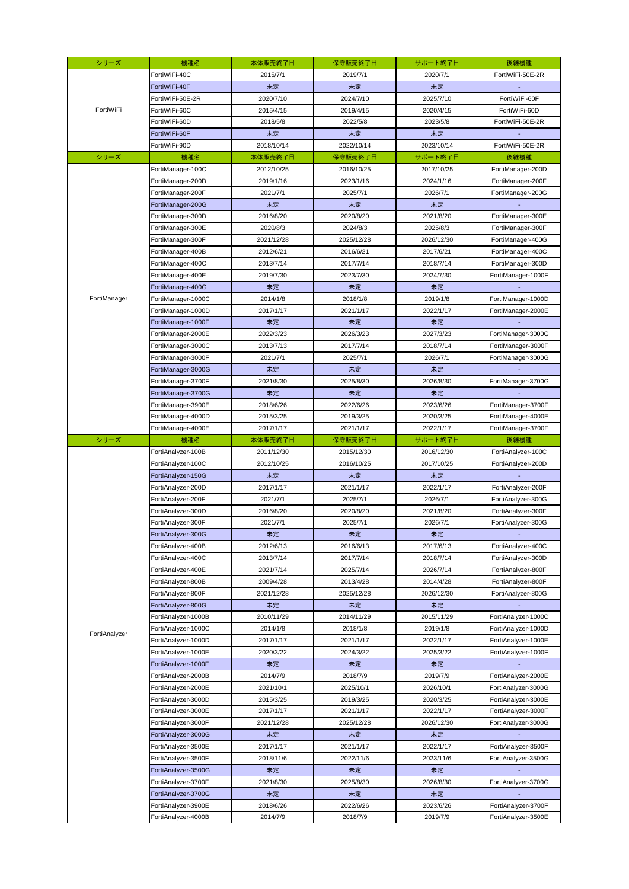| シリーズ | 機種名 | 本体販売終了日 | 保守販売終了日 | サポート終了日 | 後継機種 |
|---|---|---|---|---|---|
| FortiWiFi | FortiWiFi-40C | 2015/7/1 | 2019/7/1 | 2020/7/1 | FortiWiFi-50E-2R |
| | FortiWiFi-40F | 未定 | 未定 | 未定 | - |
| | FortiWiFi-50E-2R | 2020/7/10 | 2024/7/10 | 2025/7/10 | FortiWiFi-60F |
| | FortiWiFi-60C | 2015/4/15 | 2019/4/15 | 2020/4/15 | FortiWiFi-60D |
| | FortiWiFi-60D | 2018/5/8 | 2022/5/8 | 2023/5/8 | FortiWiFi-50E-2R |
| | FortiWiFi-60F | 未定 | 未定 | 未定 | - |
| | FortiWiFi-90D | 2018/10/14 | 2022/10/14 | 2023/10/14 | FortiWiFi-50E-2R |

| シリーズ | 機種名 | 本体販売終了日 | 保守販売終了日 | サポート終了日 | 後継機種 |
|---|---|---|---|---|---|
| FortiManager | FortiManager-100C | 2012/10/25 | 2016/10/25 | 2017/10/25 | FortiManager-200D |
| | FortiManager-200D | 2019/1/16 | 2023/1/16 | 2024/1/16 | FortiManager-200F |
| | FortiManager-200F | 2021/7/1 | 2025/7/1 | 2026/7/1 | FortiManager-200G |
| | FortiManager-200G | 未定 | 未定 | 未定 | - |
| | FortiManager-300D | 2016/8/20 | 2020/8/20 | 2021/8/20 | FortiManager-300E |
| | FortiManager-300E | 2020/8/3 | 2024/8/3 | 2025/8/3 | FortiManager-300F |
| | FortiManager-300F | 2021/12/28 | 2025/12/28 | 2026/12/30 | FortiManager-400G |
| | FortiManager-400B | 2012/6/21 | 2016/6/21 | 2017/6/21 | FortiManager-400C |
| | FortiManager-400C | 2013/7/14 | 2017/7/14 | 2018/7/14 | FortiManager-300D |
| | FortiManager-400E | 2019/7/30 | 2023/7/30 | 2024/7/30 | FortiManager-1000F |
| | FortiManager-400G | 未定 | 未定 | 未定 | - |
| | FortiManager-1000C | 2014/1/8 | 2018/1/8 | 2019/1/8 | FortiManager-1000D |
| | FortiManager-1000D | 2017/1/17 | 2021/1/17 | 2022/1/17 | FortiManager-2000E |
| | FortiManager-1000F | 未定 | 未定 | 未定 | - |
| | FortiManager-2000E | 2022/3/23 | 2026/3/23 | 2027/3/23 | FortiManager-3000G |
| | FortiManager-3000C | 2013/7/13 | 2017/7/14 | 2018/7/14 | FortiManager-3000F |
| | FortiManager-3000F | 2021/7/1 | 2025/7/1 | 2026/7/1 | FortiManager-3000G |
| | FortiManager-3000G | 未定 | 未定 | 未定 | - |
| | FortiManager-3700F | 2021/8/30 | 2025/8/30 | 2026/8/30 | FortiManager-3700G |
| | FortiManager-3700G | 未定 | 未定 | 未定 | - |
| | FortiManager-3900E | 2018/6/26 | 2022/6/26 | 2023/6/26 | FortiManager-3700F |
| | FortiManager-4000D | 2015/3/25 | 2019/3/25 | 2020/3/25 | FortiManager-4000E |
| | FortiManager-4000E | 2017/1/17 | 2021/1/17 | 2022/1/17 | FortiManager-3700F |

| シリーズ | 機種名 | 本体販売終了日 | 保守販売終了日 | サポート終了日 | 後継機種 |
|---|---|---|---|---|---|
| FortiAnalyzer | FortiAnalyzer-100B | 2011/12/30 | 2015/12/30 | 2016/12/30 | FortiAnalyzer-100C |
| | FortiAnalyzer-100C | 2012/10/25 | 2016/10/25 | 2017/10/25 | FortiAnalyzer-200D |
| | FortiAnalyzer-150G | 未定 | 未定 | 未定 | - |
| | FortiAnalyzer-200D | 2017/1/17 | 2021/1/17 | 2022/1/17 | FortiAnalyzer-200F |
| | FortiAnalyzer-200F | 2021/7/1 | 2025/7/1 | 2026/7/1 | FortiAnalyzer-300G |
| | FortiAnalyzer-300D | 2016/8/20 | 2020/8/20 | 2021/8/20 | FortiAnalyzer-300F |
| | FortiAnalyzer-300F | 2021/7/1 | 2025/7/1 | 2026/7/1 | FortiAnalyzer-300G |
| | FortiAnalyzer-300G | 未定 | 未定 | 未定 | - |
| | FortiAnalyzer-400B | 2012/6/13 | 2016/6/13 | 2017/6/13 | FortiAnalyzer-400C |
| | FortiAnalyzer-400C | 2013/7/14 | 2017/7/14 | 2018/7/14 | FortiAnalyzer-300D |
| | FortiAnalyzer-400E | 2021/7/14 | 2025/7/14 | 2026/7/14 | FortiAnalyzer-800F |
| | FortiAnalyzer-800B | 2009/4/28 | 2013/4/28 | 2014/4/28 | FortiAnalyzer-800F |
| | FortiAnalyzer-800F | 2021/12/28 | 2025/12/28 | 2026/12/30 | FortiAnalyzer-800G |
| | FortiAnalyzer-800G | 未定 | 未定 | 未定 | - |
| | FortiAnalyzer-1000B | 2010/11/29 | 2014/11/29 | 2015/11/29 | FortiAnalyzer-1000C |
| | FortiAnalyzer-1000C | 2014/1/8 | 2018/1/8 | 2019/1/8 | FortiAnalyzer-1000D |
| | FortiAnalyzer-1000D | 2017/1/17 | 2021/1/17 | 2022/1/17 | FortiAnalyzer-1000E |
| | FortiAnalyzer-1000E | 2020/3/22 | 2024/3/22 | 2025/3/22 | FortiAnalyzer-1000F |
| | FortiAnalyzer-1000F | 未定 | 未定 | 未定 | - |
| | FortiAnalyzer-2000B | 2014/7/9 | 2018/7/9 | 2019/7/9 | FortiAnalyzer-2000E |
| | FortiAnalyzer-2000E | 2021/10/1 | 2025/10/1 | 2026/10/1 | FortiAnalyzer-3000G |
| | FortiAnalyzer-3000D | 2015/3/25 | 2019/3/25 | 2020/3/25 | FortiAnalyzer-3000E |
| | FortiAnalyzer-3000E | 2017/1/17 | 2021/1/17 | 2022/1/17 | FortiAnalyzer-3000F |
| | FortiAnalyzer-3000F | 2021/12/28 | 2025/12/28 | 2026/12/30 | FortiAnalyzer-3000G |
| | FortiAnalyzer-3000G | 未定 | 未定 | 未定 | - |
| | FortiAnalyzer-3500E | 2017/1/17 | 2021/1/17 | 2022/1/17 | FortiAnalyzer-3500F |
| | FortiAnalyzer-3500F | 2018/11/6 | 2022/11/6 | 2023/11/6 | FortiAnalyzer-3500G |
| | FortiAnalyzer-3500G | 未定 | 未定 | 未定 | - |
| | FortiAnalyzer-3700F | 2021/8/30 | 2025/8/30 | 2026/8/30 | FortiAnalyzer-3700G |
| | FortiAnalyzer-3700G | 未定 | 未定 | 未定 | - |
| | FortiAnalyzer-3900E | 2018/6/26 | 2022/6/26 | 2023/6/26 | FortiAnalyzer-3700F |
| | FortiAnalyzer-4000B | 2014/7/9 | 2018/7/9 | 2019/7/9 | FortiAnalyzer-3500E |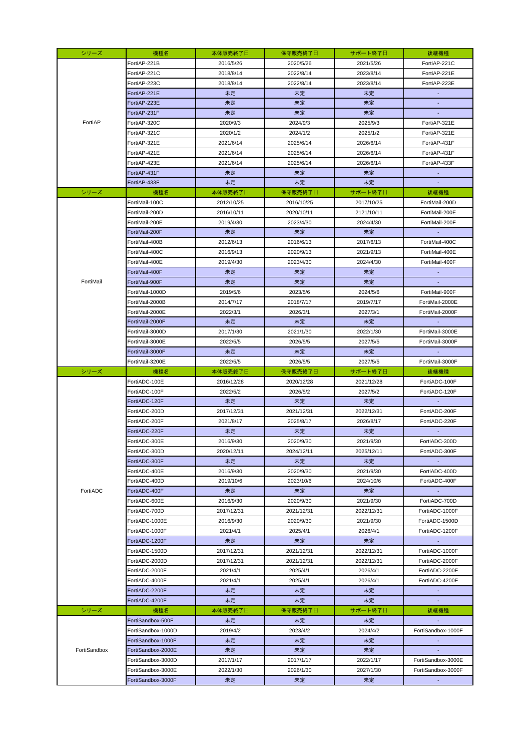| シリーズ | 機種名 | 本体販売終了日 | 保守販売終了日 | サポート終了日 | 後継機種 |
|---|---|---|---|---|---|
| FortiAP | FortiAP-221B | 2016/5/26 | 2020/5/26 | 2021/5/26 | FortiAP-221C |
| | FortiAP-221C | 2018/8/14 | 2022/8/14 | 2023/8/14 | FortiAP-221E |
| | FortiAP-223C | 2018/8/14 | 2022/8/14 | 2023/8/14 | FortiAP-223E |
| | FortiAP-221E | 未定 | 未定 | 未定 | - |
| | FortiAP-223E | 未定 | 未定 | 未定 | - |
| | FortiAP-231F | 未定 | 未定 | 未定 | - |
| | FortiAP-320C | 2020/9/3 | 2024/9/3 | 2025/9/3 | FortiAP-321E |
| | FortiAP-321C | 2020/1/2 | 2024/1/2 | 2025/1/2 | FortiAP-321E |
| | FortiAP-321E | 2021/6/14 | 2025/6/14 | 2026/6/14 | FortiAP-431F |
| | FortiAP-421E | 2021/6/14 | 2025/6/14 | 2026/6/14 | FortiAP-431F |
| | FortiAP-423E | 2021/6/14 | 2025/6/14 | 2026/6/14 | FortiAP-433F |
| | FortiAP-431F | 未定 | 未定 | 未定 | - |
| | FortiAP-433F | 未定 | 未定 | 未定 | - |

| シリーズ | 機種名 | 本体販売終了日 | 保守販売終了日 | サポート終了日 | 後継機種 |
|---|---|---|---|---|---|
| FortiMail | FortiMail-100C | 2012/10/25 | 2016/10/25 | 2017/10/25 | FortiMail-200D |
| | FortiMail-200D | 2016/10/11 | 2020/10/11 | 2121/10/11 | FortiMail-200E |
| | FortiMail-200E | 2019/4/30 | 2023/4/30 | 2024/4/30 | FortiMail-200F |
| | FortiMail-200F | 未定 | 未定 | 未定 | - |
| | FortiMail-400B | 2012/6/13 | 2016/6/13 | 2017/6/13 | FortiMail-400C |
| | FortiMail-400C | 2016/9/13 | 2020/9/13 | 2021/9/13 | FortiMail-400E |
| | FortiMail-400E | 2019/4/30 | 2023/4/30 | 2024/4/30 | FortiMail-400F |
| | FortiMail-400F | 未定 | 未定 | 未定 | - |
| | FortiMail-900F | 未定 | 未定 | 未定 | - |
| | FortiMail-1000D | 2019/5/6 | 2023/5/6 | 2024/5/6 | FortiMail-900F |
| | FortiMail-2000B | 2014/7/17 | 2018/7/17 | 2019/7/17 | FortiMail-2000E |
| | FortiMail-2000E | 2022/3/1 | 2026/3/1 | 2027/3/1 | FortiMail-2000F |
| | FortiMail-2000F | 未定 | 未定 | 未定 | - |
| | FortiMail-3000D | 2017/1/30 | 2021/1/30 | 2022/1/30 | FortiMail-3000E |
| | FortiMail-3000E | 2022/5/5 | 2026/5/5 | 2027/5/5 | FortiMail-3000F |
| | FortiMail-3000F | 未定 | 未定 | 未定 | - |
| | FortiMail-3200E | 2022/5/5 | 2026/5/5 | 2027/5/5 | FortiMail-3000F |

| シリーズ | 機種名 | 本体販売終了日 | 保守販売終了日 | サポート終了日 | 後継機種 |
|---|---|---|---|---|---|
| FortiADC | FortiADC-100E | 2016/12/28 | 2020/12/28 | 2021/12/28 | FortiADC-100F |
| | FortiADC-100F | 2022/5/2 | 2026/5/2 | 2027/5/2 | FortiADC-120F |
| | FortiADC-120F | 未定 | 未定 | 未定 | - |
| | FortiADC-200D | 2017/12/31 | 2021/12/31 | 2022/12/31 | FortiADC-200F |
| | FortiADC-200F | 2021/8/17 | 2025/8/17 | 2026/8/17 | FortiADC-220F |
| | FortiADC-220F | 未定 | 未定 | 未定 | - |
| | FortiADC-300E | 2016/9/30 | 2020/9/30 | 2021/9/30 | FortiADC-300D |
| | FortiADC-300D | 2020/12/11 | 2024/12/11 | 2025/12/11 | FortiADC-300F |
| | FortiADC-300F | 未定 | 未定 | 未定 | - |
| | FortiADC-400E | 2016/9/30 | 2020/9/30 | 2021/9/30 | FortiADC-400D |
| | FortiADC-400D | 2019/10/6 | 2023/10/6 | 2024/10/6 | FortiADC-400F |
| | FortiADC-400F | 未定 | 未定 | 未定 | - |
| | FortiADC-600E | 2016/9/30 | 2020/9/30 | 2021/9/30 | FortiADC-700D |
| | FortiADC-700D | 2017/12/31 | 2021/12/31 | 2022/12/31 | FortiADC-1000F |
| | FortiADC-1000E | 2016/9/30 | 2020/9/30 | 2021/9/30 | FortiADC-1500D |
| | FortiADC-1000F | 2021/4/1 | 2025/4/1 | 2026/4/1 | FortiADC-1200F |
| | FortiADC-1200F | 未定 | 未定 | 未定 | - |
| | FortiADC-1500D | 2017/12/31 | 2021/12/31 | 2022/12/31 | FortiADC-1000F |
| | FortiADC-2000D | 2017/12/31 | 2021/12/31 | 2022/12/31 | FortiADC-2000F |
| | FortiADC-2000F | 2021/4/1 | 2025/4/1 | 2026/4/1 | FortiADC-2200F |
| | FortiADC-4000F | 2021/4/1 | 2025/4/1 | 2026/4/1 | FortiADC-4200F |
| | FortiADC-2200F | 未定 | 未定 | 未定 | - |
| | FortiADC-4200F | 未定 | 未定 | 未定 | - |

| シリーズ | 機種名 | 本体販売終了日 | 保守販売終了日 | サポート終了日 | 後継機種 |
|---|---|---|---|---|---|
| FortiSandbox | FortiSandbox-500F | 未定 | 未定 | 未定 | - |
| | FortiSandbox-1000D | 2019/4/2 | 2023/4/2 | 2024/4/2 | FortiSandbox-1000F |
| | FortiSandbox-1000F | 未定 | 未定 | 未定 | - |
| | FortiSandbox-2000E | 未定 | 未定 | 未定 | - |
| | FortiSandbox-3000D | 2017/1/17 | 2017/1/17 | 2022/1/17 | FortiSandbox-3000E |
| | FortiSandbox-3000E | 2022/1/30 | 2026/1/30 | 2027/1/30 | FortiSandbox-3000F |
| | FortiSandbox-3000F | 未定 | 未定 | 未定 | - |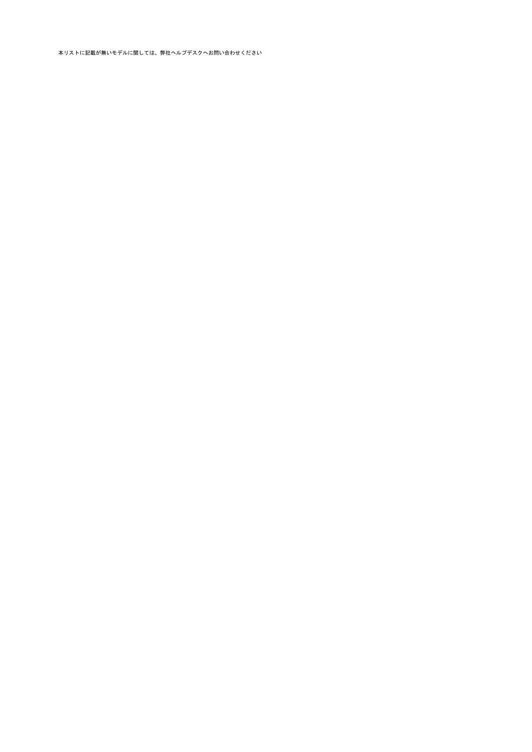本リストに記載が無いモデルに関しては、弊社ヘルプデスクへお問い合わせください